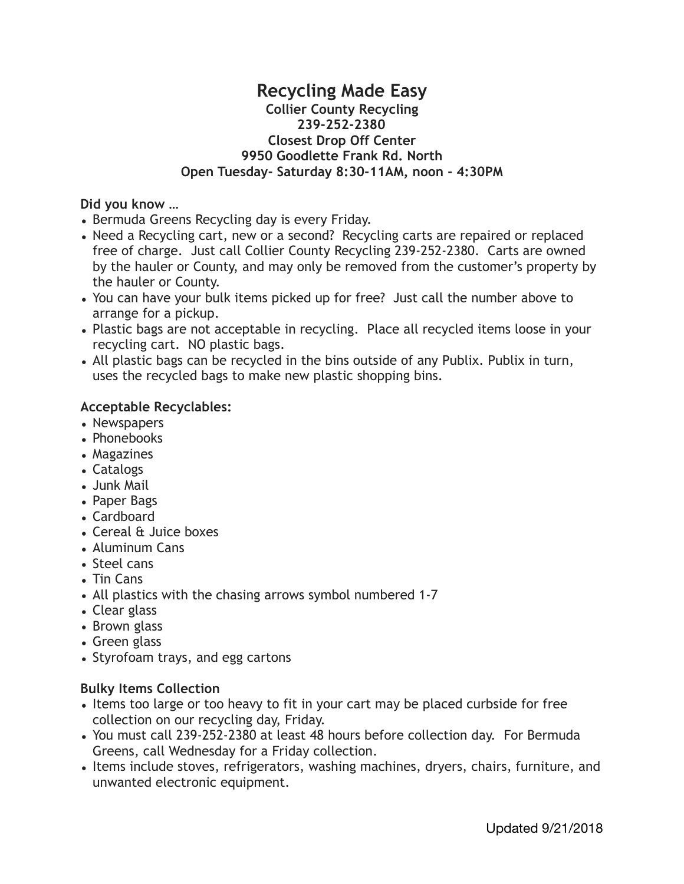# Recycling Made Easy

**Collier County Recycling**
**239-252-2380**
**Closest Drop Off Center**
**9950 Goodlette Frank Rd. North**
**Open Tuesday- Saturday 8:30-11AM, noon - 4:30PM**

**Did you know …**

- Bermuda Greens Recycling day is every Friday.
- Need a Recycling cart, new or a second? Recycling carts are repaired or replaced free of charge. Just call Collier County Recycling 239-252-2380. Carts are owned by the hauler or County, and may only be removed from the customer's property by the hauler or County.
- You can have your bulk items picked up for free? Just call the number above to arrange for a pickup.
- Plastic bags are not acceptable in recycling. Place all recycled items loose in your recycling cart. NO plastic bags.
- All plastic bags can be recycled in the bins outside of any Publix. Publix in turn, uses the recycled bags to make new plastic shopping bins.

**Acceptable Recyclables:**

- Newspapers
- Phonebooks
- Magazines
- Catalogs
- Junk Mail
- Paper Bags
- Cardboard
- Cereal & Juice boxes
- Aluminum Cans
- Steel cans
- Tin Cans
- All plastics with the chasing arrows symbol numbered 1-7
- Clear glass
- Brown glass
- Green glass
- Styrofoam trays, and egg cartons

**Bulky Items Collection**

- Items too large or too heavy to fit in your cart may be placed curbside for free collection on our recycling day, Friday.
- You must call 239-252-2380 at least 48 hours before collection day. For Bermuda Greens, call Wednesday for a Friday collection.
- Items include stoves, refrigerators, washing machines, dryers, chairs, furniture, and unwanted electronic equipment.

Updated 9/21/2018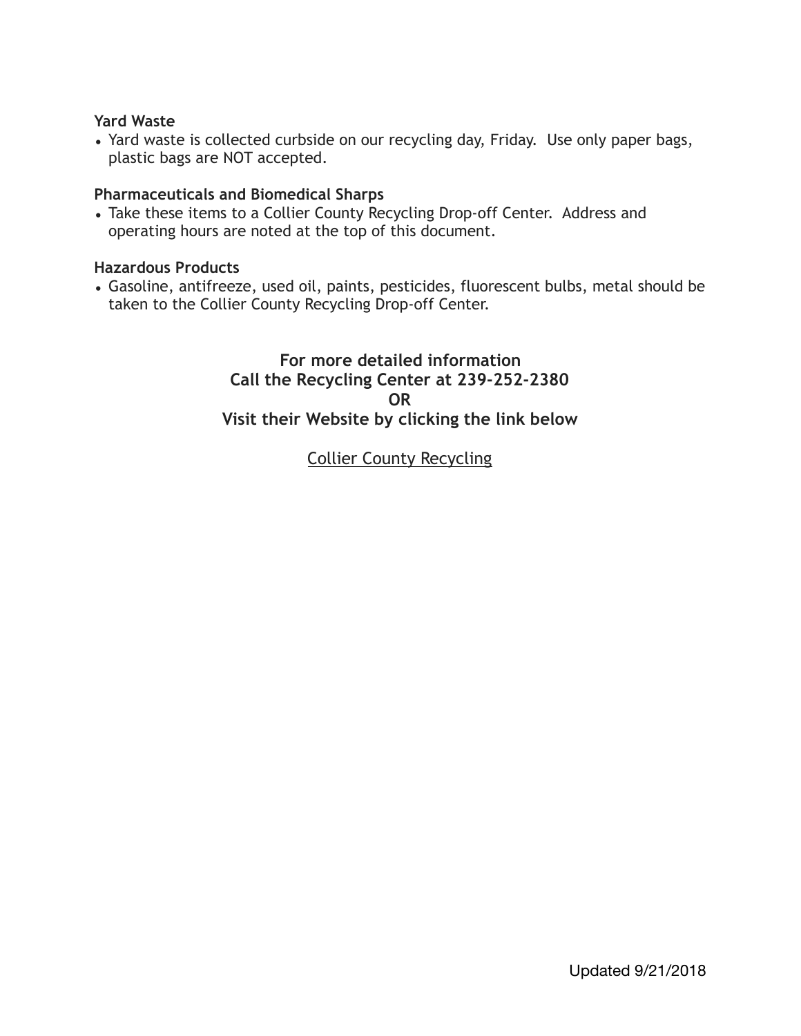**Yard Waste**

- Yard waste is collected curbside on our recycling day, Friday. Use only paper bags, plastic bags are NOT accepted.

**Pharmaceuticals and Biomedical Sharps**

- Take these items to a Collier County Recycling Drop-off Center. Address and operating hours are noted at the top of this document.

**Hazardous Products**

- Gasoline, antifreeze, used oil, paints, pesticides, fluorescent bulbs, metal should be taken to the Collier County Recycling Drop-off Center.

**For more detailed information**
**Call the Recycling Center at 239-252-2380**
**OR**
**Visit their Website by clicking the link below**

Collier County Recycling

Updated 9/21/2018